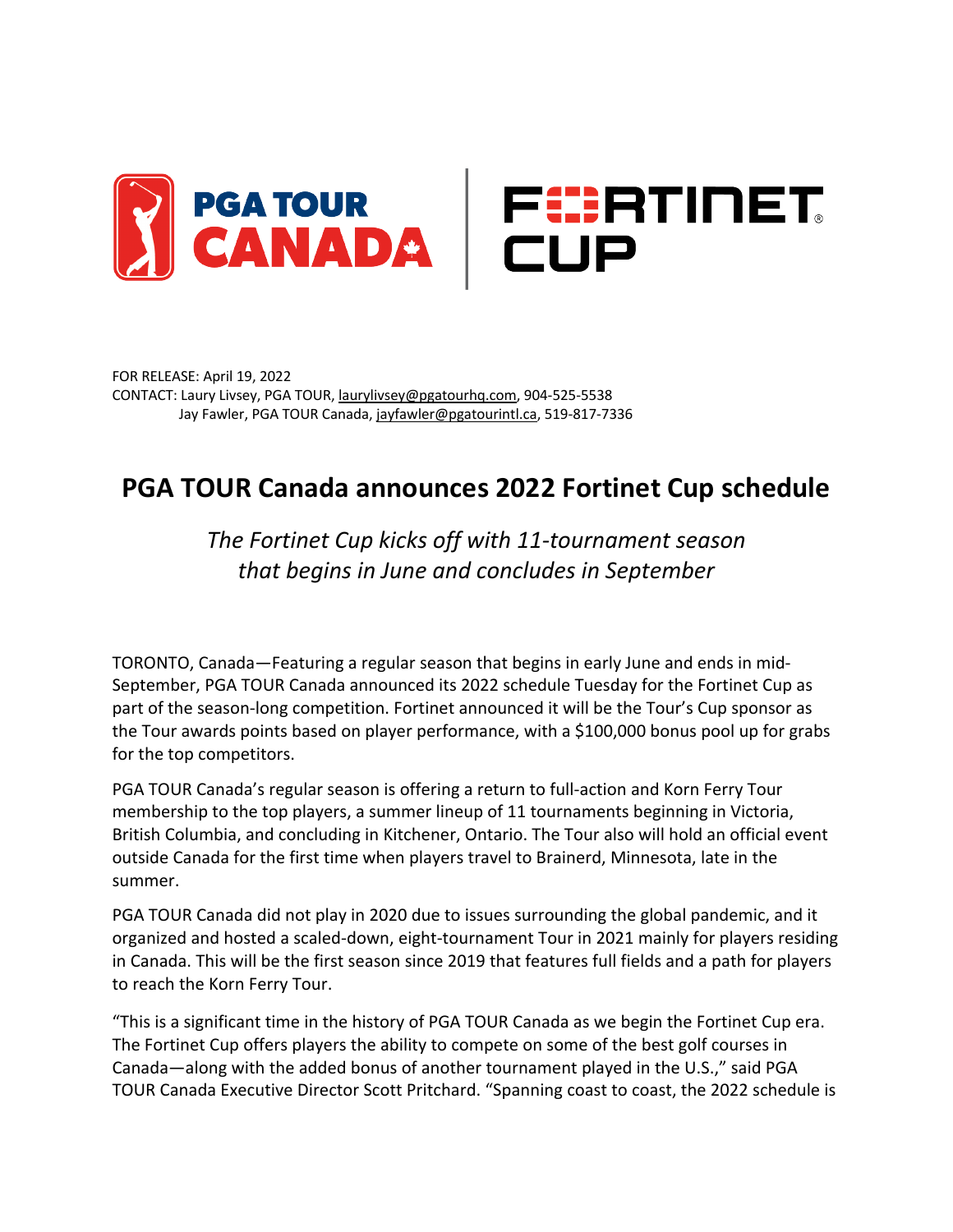FOR RELEASE: April 19, 2022
CONTACT: Laury Livsey, PGA TOUR, laurylivsey@pgatourhq.com, 904-525-5538
Jay Fawler, PGA TOUR Canada, jayfawler@pgatourintl.ca, 519-817-7336

# PGA TOUR Canada announces 2022 Fortinet Cup schedule

*The Fortinet Cup kicks off with 11-tournament season that begins in June and concludes in September*

TORONTO, Canada—Featuring a regular season that begins in early June and ends in mid-September, PGA TOUR Canada announced its 2022 schedule Tuesday for the Fortinet Cup as part of the season-long competition. Fortinet announced it will be the Tour's Cup sponsor as the Tour awards points based on player performance, with a $100,000 bonus pool up for grabs for the top competitors.

PGA TOUR Canada's regular season is offering a return to full-action and Korn Ferry Tour membership to the top players, a summer lineup of 11 tournaments beginning in Victoria, British Columbia, and concluding in Kitchener, Ontario. The Tour also will hold an official event outside Canada for the first time when players travel to Brainerd, Minnesota, late in the summer.

PGA TOUR Canada did not play in 2020 due to issues surrounding the global pandemic, and it organized and hosted a scaled-down, eight-tournament Tour in 2021 mainly for players residing in Canada. This will be the first season since 2019 that features full fields and a path for players to reach the Korn Ferry Tour.

"This is a significant time in the history of PGA TOUR Canada as we begin the Fortinet Cup era. The Fortinet Cup offers players the ability to compete on some of the best golf courses in Canada—along with the added bonus of another tournament played in the U.S.," said PGA TOUR Canada Executive Director Scott Pritchard. "Spanning coast to coast, the 2022 schedule is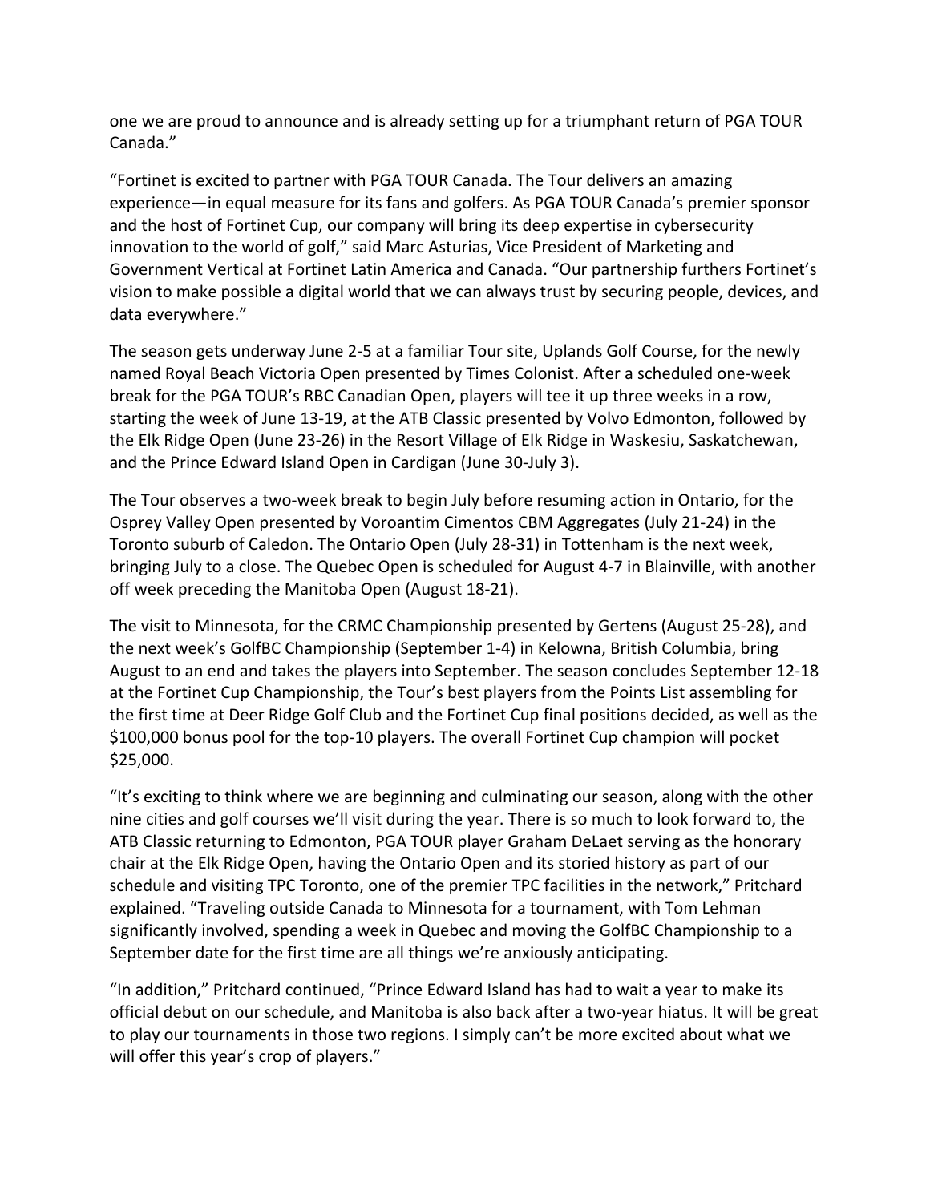one we are proud to announce and is already setting up for a triumphant return of PGA TOUR Canada."

"Fortinet is excited to partner with PGA TOUR Canada. The Tour delivers an amazing experience—in equal measure for its fans and golfers. As PGA TOUR Canada's premier sponsor and the host of Fortinet Cup, our company will bring its deep expertise in cybersecurity innovation to the world of golf," said Marc Asturias, Vice President of Marketing and Government Vertical at Fortinet Latin America and Canada. "Our partnership furthers Fortinet's vision to make possible a digital world that we can always trust by securing people, devices, and data everywhere."

The season gets underway June 2-5 at a familiar Tour site, Uplands Golf Course, for the newly named Royal Beach Victoria Open presented by Times Colonist. After a scheduled one-week break for the PGA TOUR's RBC Canadian Open, players will tee it up three weeks in a row, starting the week of June 13-19, at the ATB Classic presented by Volvo Edmonton, followed by the Elk Ridge Open (June 23-26) in the Resort Village of Elk Ridge in Waskesiu, Saskatchewan, and the Prince Edward Island Open in Cardigan (June 30-July 3).

The Tour observes a two-week break to begin July before resuming action in Ontario, for the Osprey Valley Open presented by Voroantim Cimentos CBM Aggregates (July 21-24) in the Toronto suburb of Caledon. The Ontario Open (July 28-31) in Tottenham is the next week, bringing July to a close. The Quebec Open is scheduled for August 4-7 in Blainville, with another off week preceding the Manitoba Open (August 18-21).

The visit to Minnesota, for the CRMC Championship presented by Gertens (August 25-28), and the next week's GolfBC Championship (September 1-4) in Kelowna, British Columbia, bring August to an end and takes the players into September. The season concludes September 12-18 at the Fortinet Cup Championship, the Tour's best players from the Points List assembling for the first time at Deer Ridge Golf Club and the Fortinet Cup final positions decided, as well as the $100,000 bonus pool for the top-10 players. The overall Fortinet Cup champion will pocket $25,000.

"It's exciting to think where we are beginning and culminating our season, along with the other nine cities and golf courses we'll visit during the year. There is so much to look forward to, the ATB Classic returning to Edmonton, PGA TOUR player Graham DeLaet serving as the honorary chair at the Elk Ridge Open, having the Ontario Open and its storied history as part of our schedule and visiting TPC Toronto, one of the premier TPC facilities in the network," Pritchard explained. "Traveling outside Canada to Minnesota for a tournament, with Tom Lehman significantly involved, spending a week in Quebec and moving the GolfBC Championship to a September date for the first time are all things we're anxiously anticipating.

"In addition," Pritchard continued, "Prince Edward Island has had to wait a year to make its official debut on our schedule, and Manitoba is also back after a two-year hiatus. It will be great to play our tournaments in those two regions. I simply can't be more excited about what we will offer this year's crop of players."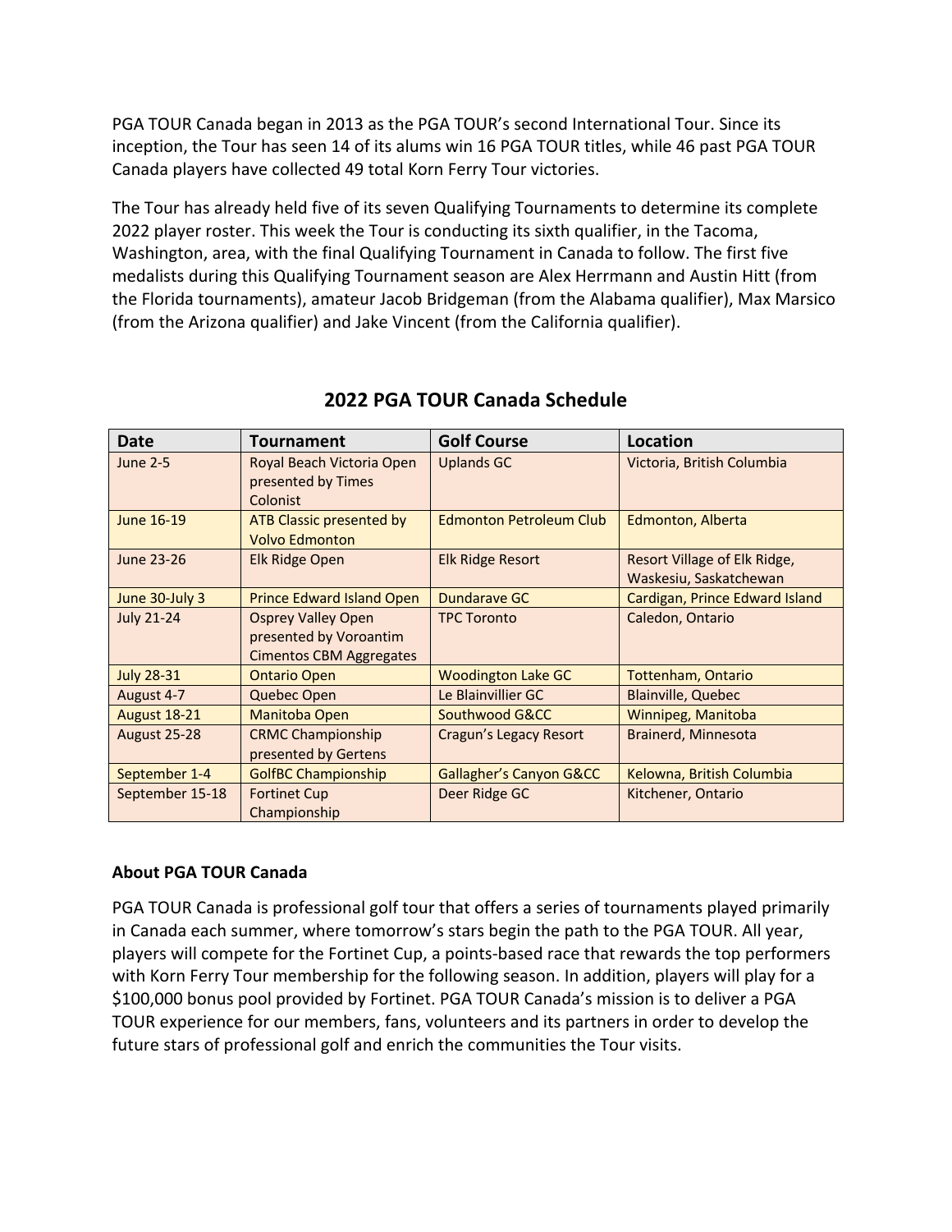PGA TOUR Canada began in 2013 as the PGA TOUR's second International Tour. Since its inception, the Tour has seen 14 of its alums win 16 PGA TOUR titles, while 46 past PGA TOUR Canada players have collected 49 total Korn Ferry Tour victories.

The Tour has already held five of its seven Qualifying Tournaments to determine its complete 2022 player roster. This week the Tour is conducting its sixth qualifier, in the Tacoma, Washington, area, with the final Qualifying Tournament in Canada to follow. The first five medalists during this Qualifying Tournament season are Alex Herrmann and Austin Hitt (from the Florida tournaments), amateur Jacob Bridgeman (from the Alabama qualifier), Max Marsico (from the Arizona qualifier) and Jake Vincent (from the California qualifier).

## 2022 PGA TOUR Canada Schedule

| Date | Tournament | Golf Course | Location |
|---|---|---|---|
| June 2-5 | Royal Beach Victoria Open presented by Times Colonist | Uplands GC | Victoria, British Columbia |
| June 16-19 | ATB Classic presented by Volvo Edmonton | Edmonton Petroleum Club | Edmonton, Alberta |
| June 23-26 | Elk Ridge Open | Elk Ridge Resort | Resort Village of Elk Ridge, Waskesiu, Saskatchewan |
| June 30-July 3 | Prince Edward Island Open | Dundarave GC | Cardigan, Prince Edward Island |
| July 21-24 | Osprey Valley Open presented by Voroantim Cimentos CBM Aggregates | TPC Toronto | Caledon, Ontario |
| July 28-31 | Ontario Open | Woodington Lake GC | Tottenham, Ontario |
| August 4-7 | Quebec Open | Le Blainvillier GC | Blainville, Quebec |
| August 18-21 | Manitoba Open | Southwood G&CC | Winnipeg, Manitoba |
| August 25-28 | CRMC Championship presented by Gertens | Cragun's Legacy Resort | Brainerd, Minnesota |
| September 1-4 | GolfBC Championship | Gallagher's Canyon G&CC | Kelowna, British Columbia |
| September 15-18 | Fortinet Cup Championship | Deer Ridge GC | Kitchener, Ontario |

**About PGA TOUR Canada**

PGA TOUR Canada is professional golf tour that offers a series of tournaments played primarily in Canada each summer, where tomorrow's stars begin the path to the PGA TOUR. All year, players will compete for the Fortinet Cup, a points-based race that rewards the top performers with Korn Ferry Tour membership for the following season. In addition, players will play for a $100,000 bonus pool provided by Fortinet. PGA TOUR Canada's mission is to deliver a PGA TOUR experience for our members, fans, volunteers and its partners in order to develop the future stars of professional golf and enrich the communities the Tour visits.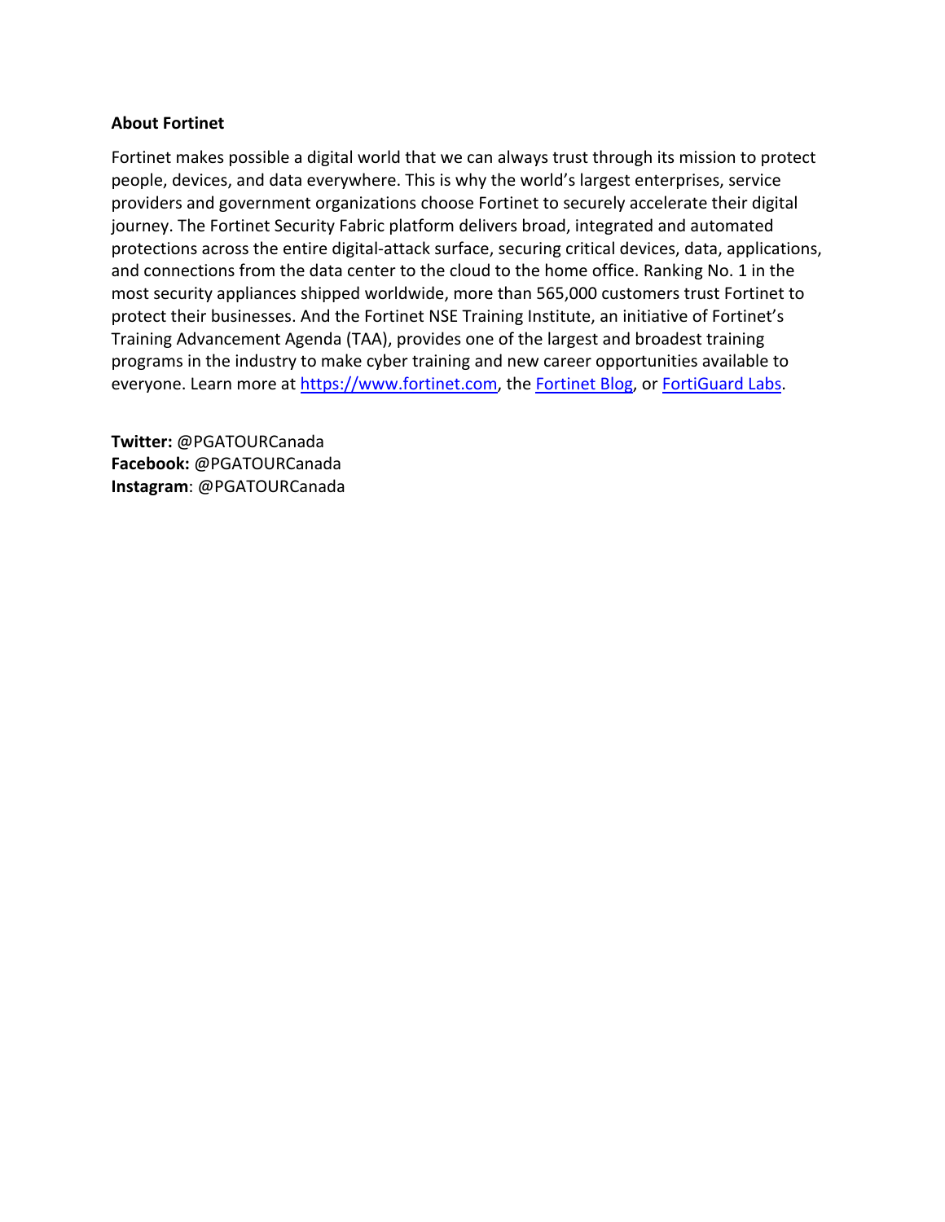**About Fortinet**

Fortinet makes possible a digital world that we can always trust through its mission to protect people, devices, and data everywhere. This is why the world's largest enterprises, service providers and government organizations choose Fortinet to securely accelerate their digital journey. The Fortinet Security Fabric platform delivers broad, integrated and automated protections across the entire digital-attack surface, securing critical devices, data, applications, and connections from the data center to the cloud to the home office. Ranking No. 1 in the most security appliances shipped worldwide, more than 565,000 customers trust Fortinet to protect their businesses. And the Fortinet NSE Training Institute, an initiative of Fortinet's Training Advancement Agenda (TAA), provides one of the largest and broadest training programs in the industry to make cyber training and new career opportunities available to everyone. Learn more at https://www.fortinet.com, the Fortinet Blog, or FortiGuard Labs.

**Twitter:** @PGATOURCanada
**Facebook:** @PGATOURCanada
**Instagram**: @PGATOURCanada